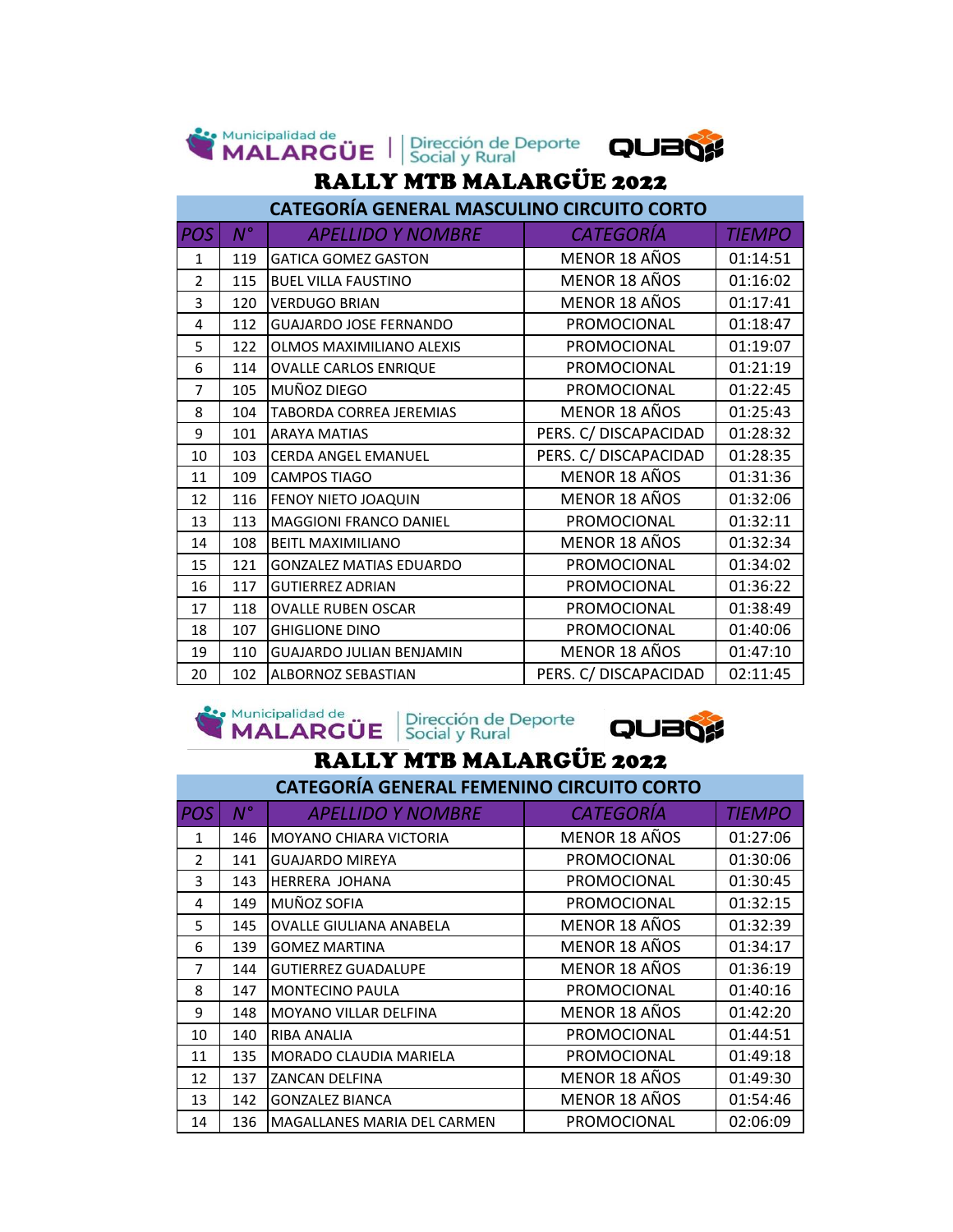Municipalidad de MALARGÜE | Dirección de Deporte Social y Rural

QUBO

# RALLY MTB MALARGÜE 2022

## CATEGORÍA GENERAL MASCULINO CIRCUITO CORTO

| POS | N° | APELLIDO Y NOMBRE | CATEGORÍA | TIEMPO |
|---|---|---|---|---|
| 1 | 119 | GATICA GOMEZ GASTON | MENOR 18 AÑOS | 01:14:51 |
| 2 | 115 | BUEL VILLA FAUSTINO | MENOR 18 AÑOS | 01:16:02 |
| 3 | 120 | VERDUGO BRIAN | MENOR 18 AÑOS | 01:17:41 |
| 4 | 112 | GUAJARDO JOSE FERNANDO | PROMOCIONAL | 01:18:47 |
| 5 | 122 | OLMOS MAXIMILIANO ALEXIS | PROMOCIONAL | 01:19:07 |
| 6 | 114 | OVALLE CARLOS ENRIQUE | PROMOCIONAL | 01:21:19 |
| 7 | 105 | MUÑOZ DIEGO | PROMOCIONAL | 01:22:45 |
| 8 | 104 | TABORDA CORREA JEREMIAS | MENOR 18 AÑOS | 01:25:43 |
| 9 | 101 | ARAYA MATIAS | PERS. C/ DISCAPACIDAD | 01:28:32 |
| 10 | 103 | CERDA ANGEL EMANUEL | PERS. C/ DISCAPACIDAD | 01:28:35 |
| 11 | 109 | CAMPOS TIAGO | MENOR 18 AÑOS | 01:31:36 |
| 12 | 116 | FENOY NIETO JOAQUIN | MENOR 18 AÑOS | 01:32:06 |
| 13 | 113 | MAGGIONI FRANCO DANIEL | PROMOCIONAL | 01:32:11 |
| 14 | 108 | BEITL MAXIMILIANO | MENOR 18 AÑOS | 01:32:34 |
| 15 | 121 | GONZALEZ MATIAS EDUARDO | PROMOCIONAL | 01:34:02 |
| 16 | 117 | GUTIERREZ ADRIAN | PROMOCIONAL | 01:36:22 |
| 17 | 118 | OVALLE RUBEN OSCAR | PROMOCIONAL | 01:38:49 |
| 18 | 107 | GHIGLIONE DINO | PROMOCIONAL | 01:40:06 |
| 19 | 110 | GUAJARDO JULIAN BENJAMIN | MENOR 18 AÑOS | 01:47:10 |
| 20 | 102 | ALBORNOZ SEBASTIAN | PERS. C/ DISCAPACIDAD | 02:11:45 |

Municipalidad de MALARGÜE | Dirección de Deporte Social y Rural

QUBO

# RALLY MTB MALARGÜE 2022

## CATEGORÍA GENERAL FEMENINO CIRCUITO CORTO

| POS | N° | APELLIDO Y NOMBRE | CATEGORÍA | TIEMPO |
|---|---|---|---|---|
| 1 | 146 | MOYANO CHIARA VICTORIA | MENOR 18 AÑOS | 01:27:06 |
| 2 | 141 | GUAJARDO MIREYA | PROMOCIONAL | 01:30:06 |
| 3 | 143 | HERRERA JOHANA | PROMOCIONAL | 01:30:45 |
| 4 | 149 | MUÑOZ SOFIA | PROMOCIONAL | 01:32:15 |
| 5 | 145 | OVALLE GIULIANA ANABELA | MENOR 18 AÑOS | 01:32:39 |
| 6 | 139 | GOMEZ MARTINA | MENOR 18 AÑOS | 01:34:17 |
| 7 | 144 | GUTIERREZ GUADALUPE | MENOR 18 AÑOS | 01:36:19 |
| 8 | 147 | MONTECINO PAULA | PROMOCIONAL | 01:40:16 |
| 9 | 148 | MOYANO VILLAR DELFINA | MENOR 18 AÑOS | 01:42:20 |
| 10 | 140 | RIBA ANALIA | PROMOCIONAL | 01:44:51 |
| 11 | 135 | MORADO CLAUDIA MARIELA | PROMOCIONAL | 01:49:18 |
| 12 | 137 | ZANCAN DELFINA | MENOR 18 AÑOS | 01:49:30 |
| 13 | 142 | GONZALEZ BIANCA | MENOR 18 AÑOS | 01:54:46 |
| 14 | 136 | MAGALLANES MARIA DEL CARMEN | PROMOCIONAL | 02:06:09 |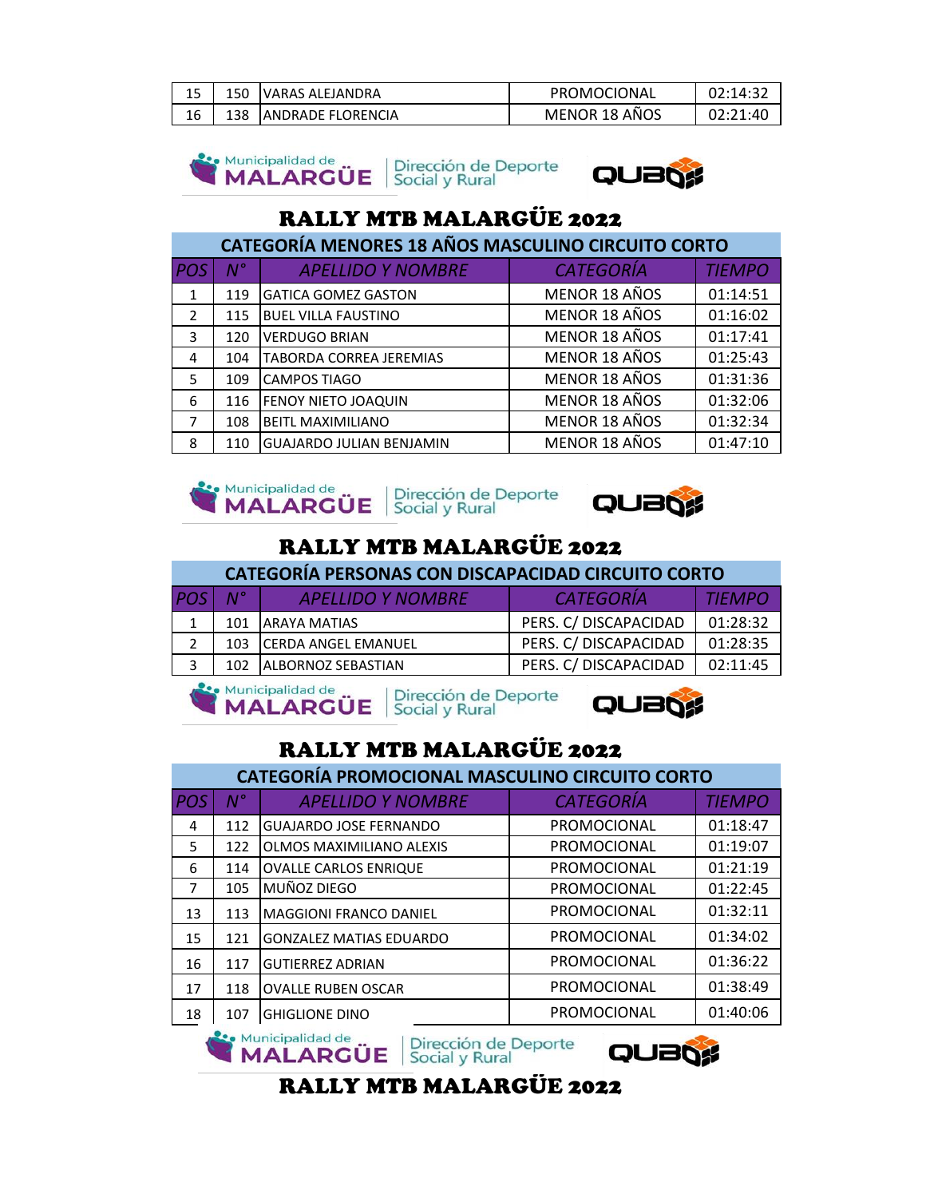| POS | N° | APELLIDO Y NOMBRE | CATEGORÍA | TIEMPO |
|---|---|---|---|---|
| 15 | 150 | VARAS ALEJANDRA | PROMOCIONAL | 02:14:32 |
| 16 | 138 | ANDRADE FLORENCIA | MENOR 18 AÑOS | 02:21:40 |

Municipalidad de MALARGÜE | Dirección de Deporte Social y Rural | QUBO

# RALLY MTB MALARGÜE 2022

## CATEGORÍA MENORES 18 AÑOS MASCULINO CIRCUITO CORTO

| POS | N° | APELLIDO Y NOMBRE | CATEGORÍA | TIEMPO |
|---|---|---|---|---|
| 1 | 119 | GATICA GOMEZ GASTON | MENOR 18 AÑOS | 01:14:51 |
| 2 | 115 | BUEL VILLA FAUSTINO | MENOR 18 AÑOS | 01:16:02 |
| 3 | 120 | VERDUGO BRIAN | MENOR 18 AÑOS | 01:17:41 |
| 4 | 104 | TABORDA CORREA JEREMIAS | MENOR 18 AÑOS | 01:25:43 |
| 5 | 109 | CAMPOS TIAGO | MENOR 18 AÑOS | 01:31:36 |
| 6 | 116 | FENOY NIETO JOAQUIN | MENOR 18 AÑOS | 01:32:06 |
| 7 | 108 | BEITL MAXIMILIANO | MENOR 18 AÑOS | 01:32:34 |
| 8 | 110 | GUAJARDO JULIAN BENJAMIN | MENOR 18 AÑOS | 01:47:10 |

Municipalidad de MALARGÜE | Dirección de Deporte Social y Rural | QUBO

# RALLY MTB MALARGÜE 2022

## CATEGORÍA PERSONAS CON DISCAPACIDAD CIRCUITO CORTO

| POS | N° | APELLIDO Y NOMBRE | CATEGORÍA | TIEMPO |
|---|---|---|---|---|
| 1 | 101 | ARAYA MATIAS | PERS. C/ DISCAPACIDAD | 01:28:32 |
| 2 | 103 | CERDA ANGEL EMANUEL | PERS. C/ DISCAPACIDAD | 01:28:35 |
| 3 | 102 | ALBORNOZ SEBASTIAN | PERS. C/ DISCAPACIDAD | 02:11:45 |

Municipalidad de MALARGÜE | Dirección de Deporte Social y Rural | QUBO

# RALLY MTB MALARGÜE 2022

## CATEGORÍA PROMOCIONAL MASCULINO CIRCUITO CORTO

| POS | N° | APELLIDO Y NOMBRE | CATEGORÍA | TIEMPO |
|---|---|---|---|---|
| 4 | 112 | GUAJARDO JOSE FERNANDO | PROMOCIONAL | 01:18:47 |
| 5 | 122 | OLMOS MAXIMILIANO ALEXIS | PROMOCIONAL | 01:19:07 |
| 6 | 114 | OVALLE CARLOS ENRIQUE | PROMOCIONAL | 01:21:19 |
| 7 | 105 | MUÑOZ DIEGO | PROMOCIONAL | 01:22:45 |
| 13 | 113 | MAGGIONI FRANCO DANIEL | PROMOCIONAL | 01:32:11 |
| 15 | 121 | GONZALEZ MATIAS EDUARDO | PROMOCIONAL | 01:34:02 |
| 16 | 117 | GUTIERREZ ADRIAN | PROMOCIONAL | 01:36:22 |
| 17 | 118 | OVALLE RUBEN OSCAR | PROMOCIONAL | 01:38:49 |
| 18 | 107 | GHIGLIONE DINO | PROMOCIONAL | 01:40:06 |

Municipalidad de MALARGÜE | Dirección de Deporte Social y Rural | QUBO

# RALLY MTB MALARGÜE 2022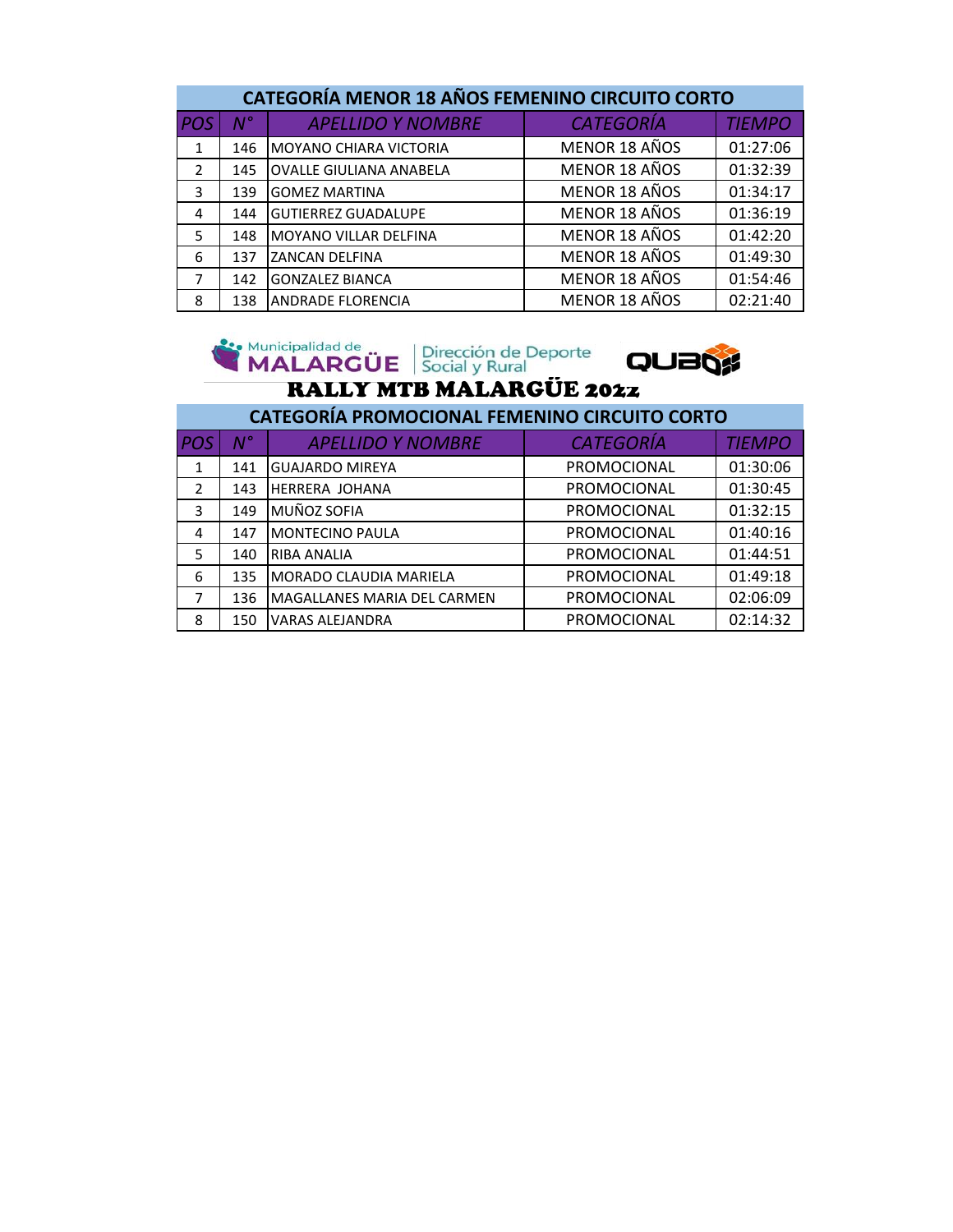| CATEGORÍA MENOR 18 AÑOS FEMENINO CIRCUITO CORTO | | | | |
|---|---|---|---|---|
| *POS* | *N°* | *APELLIDO Y NOMBRE* | *CATEGORÍA* | *TIEMPO* |
| 1 | 146 | MOYANO CHIARA VICTORIA | MENOR 18 AÑOS | 01:27:06 |
| 2 | 145 | OVALLE GIULIANA ANABELA | MENOR 18 AÑOS | 01:32:39 |
| 3 | 139 | GOMEZ MARTINA | MENOR 18 AÑOS | 01:34:17 |
| 4 | 144 | GUTIERREZ GUADALUPE | MENOR 18 AÑOS | 01:36:19 |
| 5 | 148 | MOYANO VILLAR DELFINA | MENOR 18 AÑOS | 01:42:20 |
| 6 | 137 | ZANCAN DELFINA | MENOR 18 AÑOS | 01:49:30 |
| 7 | 142 | GONZALEZ BIANCA | MENOR 18 AÑOS | 01:54:46 |
| 8 | 138 | ANDRADE FLORENCIA | MENOR 18 AÑOS | 02:21:40 |

Municipalidad de MALARGÜE | Dirección de Deporte Social y Rural | QUBO

# RALLY MTB MALARGÜE 2022

| CATEGORÍA PROMOCIONAL FEMENINO CIRCUITO CORTO | | | | |
|---|---|---|---|---|
| *POS* | *N°* | *APELLIDO Y NOMBRE* | *CATEGORÍA* | *TIEMPO* |
| 1 | 141 | GUAJARDO MIREYA | PROMOCIONAL | 01:30:06 |
| 2 | 143 | HERRERA JOHANA | PROMOCIONAL | 01:30:45 |
| 3 | 149 | MUÑOZ SOFIA | PROMOCIONAL | 01:32:15 |
| 4 | 147 | MONTECINO PAULA | PROMOCIONAL | 01:40:16 |
| 5 | 140 | RIBA ANALIA | PROMOCIONAL | 01:44:51 |
| 6 | 135 | MORADO CLAUDIA MARIELA | PROMOCIONAL | 01:49:18 |
| 7 | 136 | MAGALLANES MARIA DEL CARMEN | PROMOCIONAL | 02:06:09 |
| 8 | 150 | VARAS ALEJANDRA | PROMOCIONAL | 02:14:32 |